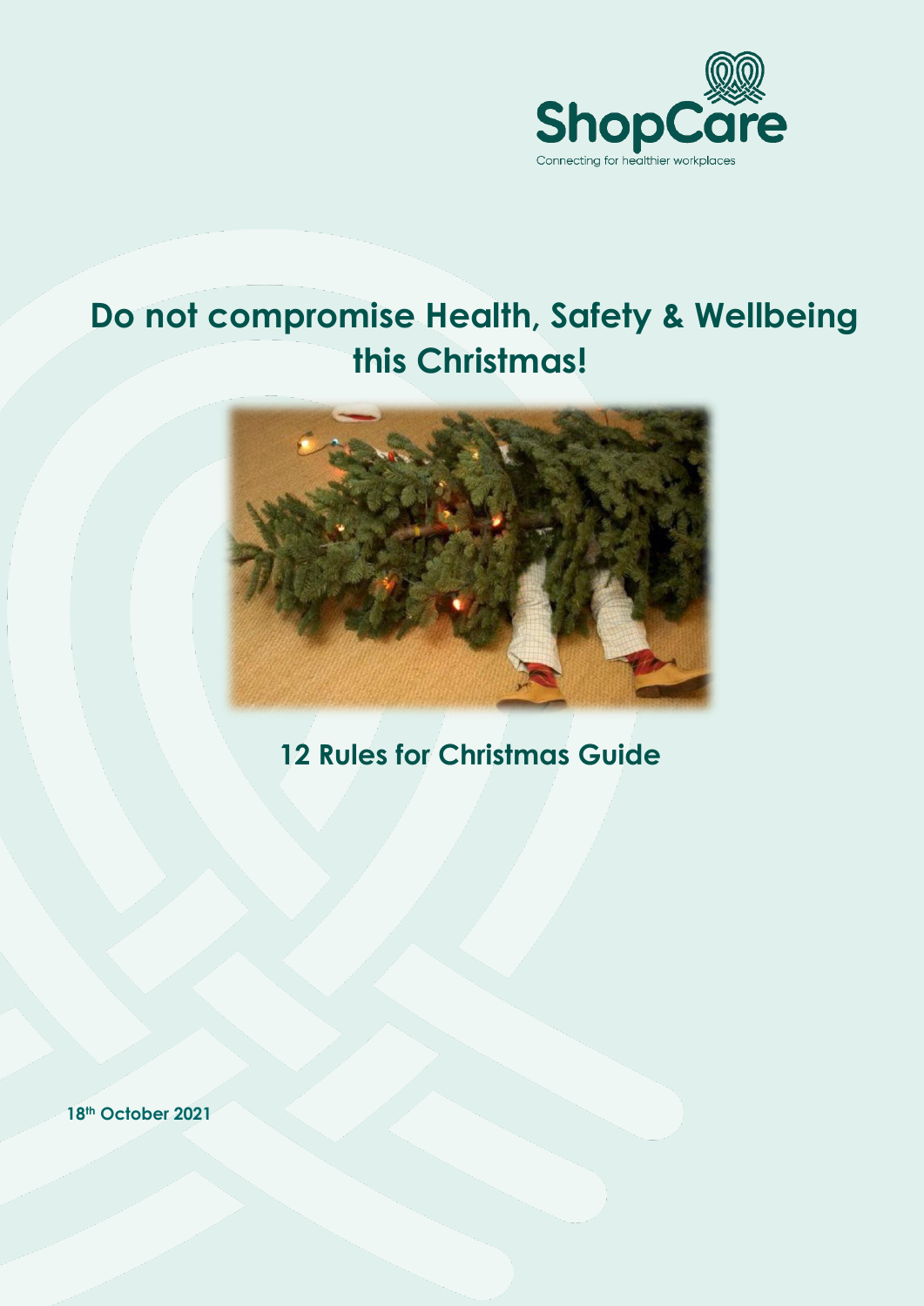ShopCare

Connecting for healthier workplaces

# Do not compromise Health, Safety & Wellbeing this Christmas!

## 12 Rules for Christmas Guide

**18th October 2021**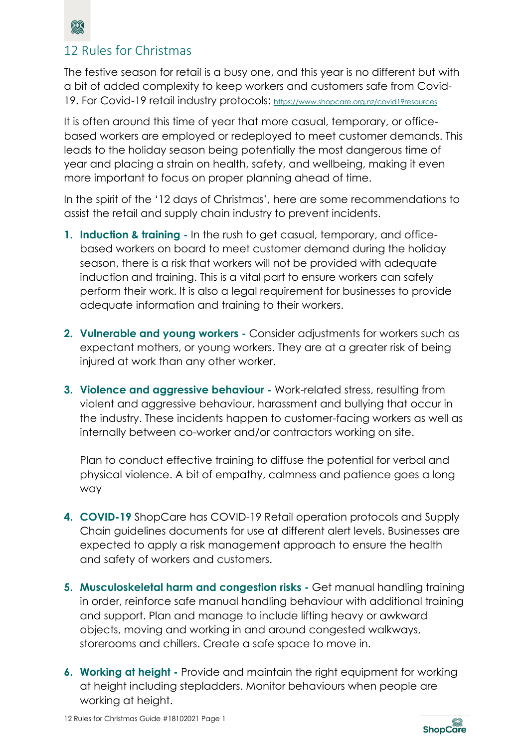## 12 Rules for Christmas

The festive season for retail is a busy one, and this year is no different but with a bit of added complexity to keep workers and customers safe from Covid-19. For Covid-19 retail industry protocols: https://www.shopcare.org.nz/covid19resources

It is often around this time of year that more casual, temporary, or office-based workers are employed or redeployed to meet customer demands. This leads to the holiday season being potentially the most dangerous time of year and placing a strain on health, safety, and wellbeing, making it even more important to focus on proper planning ahead of time.

In the spirit of the '12 days of Christmas', here are some recommendations to assist the retail and supply chain industry to prevent incidents.

1. **Induction & training -** In the rush to get casual, temporary, and office-based workers on board to meet customer demand during the holiday season, there is a risk that workers will not be provided with adequate induction and training. This is a vital part to ensure workers can safely perform their work. It is also a legal requirement for businesses to provide adequate information and training to their workers.

2. **Vulnerable and young workers -** Consider adjustments for workers such as expectant mothers, or young workers. They are at a greater risk of being injured at work than any other worker.

3. **Violence and aggressive behaviour -** Work-related stress, resulting from violent and aggressive behaviour, harassment and bullying that occur in the industry. These incidents happen to customer-facing workers as well as internally between co-worker and/or contractors working on site.

   Plan to conduct effective training to diffuse the potential for verbal and physical violence. A bit of empathy, calmness and patience goes a long way

4. **COVID-19** ShopCare has COVID-19 Retail operation protocols and Supply Chain guidelines documents for use at different alert levels. Businesses are expected to apply a risk management approach to ensure the health and safety of workers and customers.

5. **Musculoskeletal harm and congestion risks -** Get manual handling training in order, reinforce safe manual handling behaviour with additional training and support. Plan and manage to include lifting heavy or awkward objects, moving and working in and around congested walkways, storerooms and chillers. Create a safe space to move in.

6. **Working at height -** Provide and maintain the right equipment for working at height including stepladders. Monitor behaviours when people are working at height.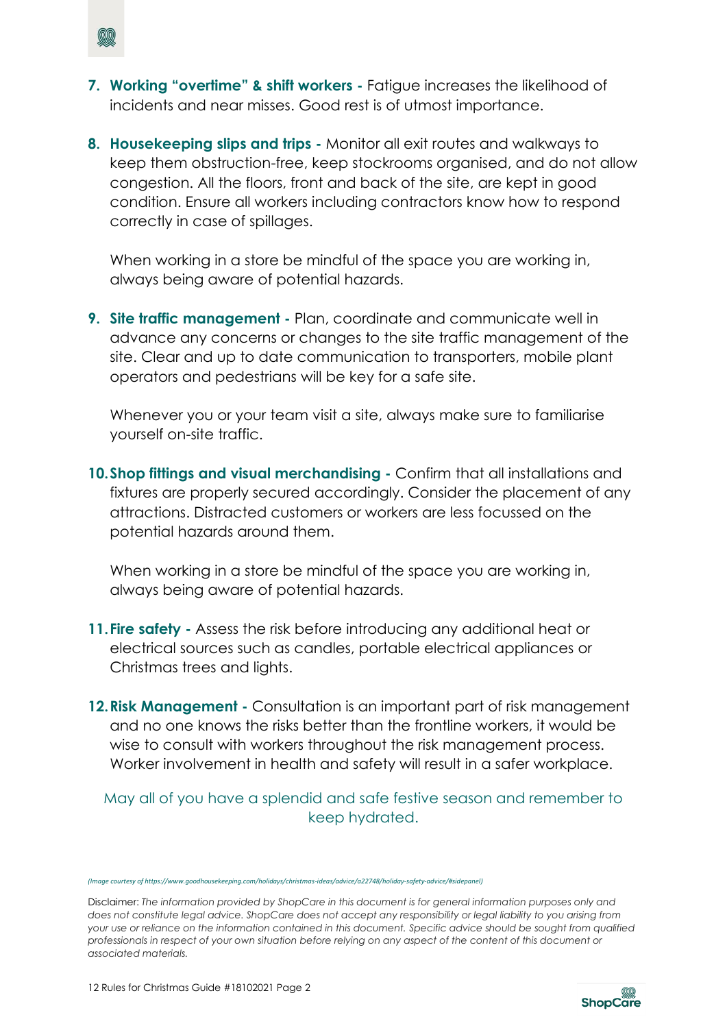7. **Working "overtime" & shift workers -** Fatigue increases the likelihood of incidents and near misses. Good rest is of utmost importance.

8. **Housekeeping slips and trips -** Monitor all exit routes and walkways to keep them obstruction-free, keep stockrooms organised, and do not allow congestion. All the floors, front and back of the site, are kept in good condition. Ensure all workers including contractors know how to respond correctly in case of spillages.

   When working in a store be mindful of the space you are working in, always being aware of potential hazards.

9. **Site traffic management -** Plan, coordinate and communicate well in advance any concerns or changes to the site traffic management of the site. Clear and up to date communication to transporters, mobile plant operators and pedestrians will be key for a safe site.

   Whenever you or your team visit a site, always make sure to familiarise yourself on-site traffic.

10. **Shop fittings and visual merchandising -** Confirm that all installations and fixtures are properly secured accordingly. Consider the placement of any attractions. Distracted customers or workers are less focussed on the potential hazards around them.

    When working in a store be mindful of the space you are working in, always being aware of potential hazards.

11. **Fire safety -** Assess the risk before introducing any additional heat or electrical sources such as candles, portable electrical appliances or Christmas trees and lights.

12. **Risk Management -** Consultation is an important part of risk management and no one knows the risks better than the frontline workers, it would be wise to consult with workers throughout the risk management process. Worker involvement in health and safety will result in a safer workplace.

May all of you have a splendid and safe festive season and remember to keep hydrated.

*(Image courtesy of https://www.goodhousekeeping.com/holidays/christmas-ideas/advice/a22748/holiday-safety-advice/#sidepanel)*

Disclaimer: *The information provided by ShopCare in this document is for general information purposes only and does not constitute legal advice. ShopCare does not accept any responsibility or legal liability to you arising from your use or reliance on the information contained in this document. Specific advice should be sought from qualified professionals in respect of your own situation before relying on any aspect of the content of this document or associated materials.*